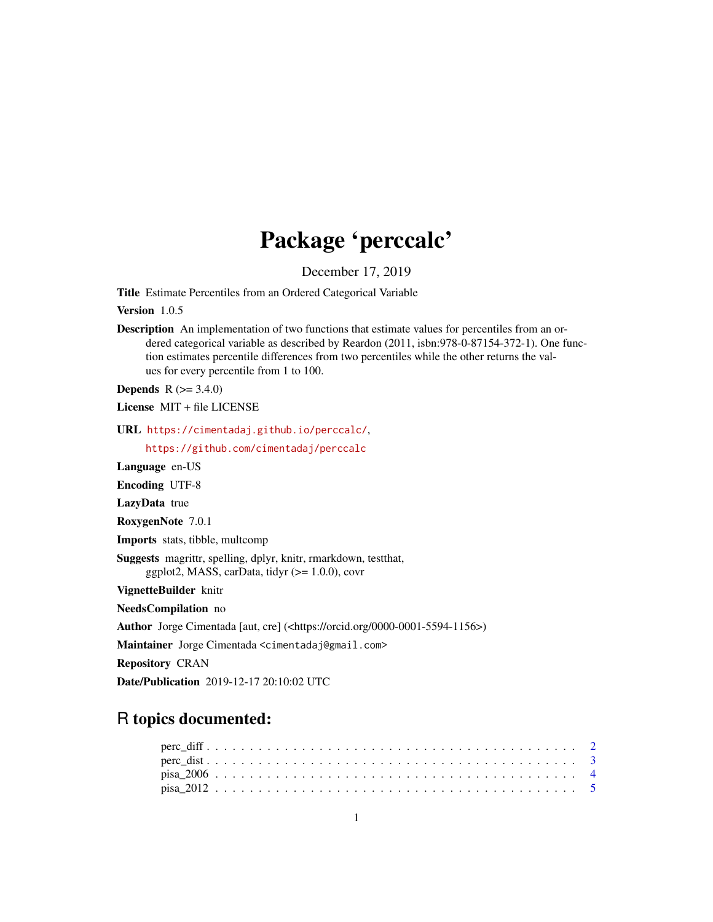# Package 'perccalc'

December 17, 2019

**Title** Estimate Percentiles from an Ordered Categorical Variable

**Version** 1.0.5

**Description** An implementation of two functions that estimate values for percentiles from an ordered categorical variable as described by Reardon (2011, isbn:978-0-87154-372-1). One function estimates percentile differences from two percentiles while the other returns the values for every percentile from 1 to 100.

**Depends** R (>= 3.4.0)

**License** MIT + file LICENSE

**URL** https://cimentadaj.github.io/perccalc/,
https://github.com/cimentadaj/perccalc

**Language** en-US

**Encoding** UTF-8

**LazyData** true

**RoxygenNote** 7.0.1

**Imports** stats, tibble, multcomp

**Suggests** magrittr, spelling, dplyr, knitr, rmarkdown, testthat, ggplot2, MASS, carData, tidyr (>= 1.0.0), covr

**VignetteBuilder** knitr

**NeedsCompilation** no

**Author** Jorge Cimentada [aut, cre] (<https://orcid.org/0000-0001-5594-1156>)

**Maintainer** Jorge Cimentada <cimentadaj@gmail.com>

**Repository** CRAN

**Date/Publication** 2019-12-17 20:10:02 UTC

## R topics documented:

perc_diff . . . . . . . . . . . . . . . . . . . . . . . . . . . . . . . . . . . . . . . . 2
perc_dist . . . . . . . . . . . . . . . . . . . . . . . . . . . . . . . . . . . . . . . . 3
pisa_2006 . . . . . . . . . . . . . . . . . . . . . . . . . . . . . . . . . . . . . . . 4
pisa_2012 . . . . . . . . . . . . . . . . . . . . . . . . . . . . . . . . . . . . . . . 5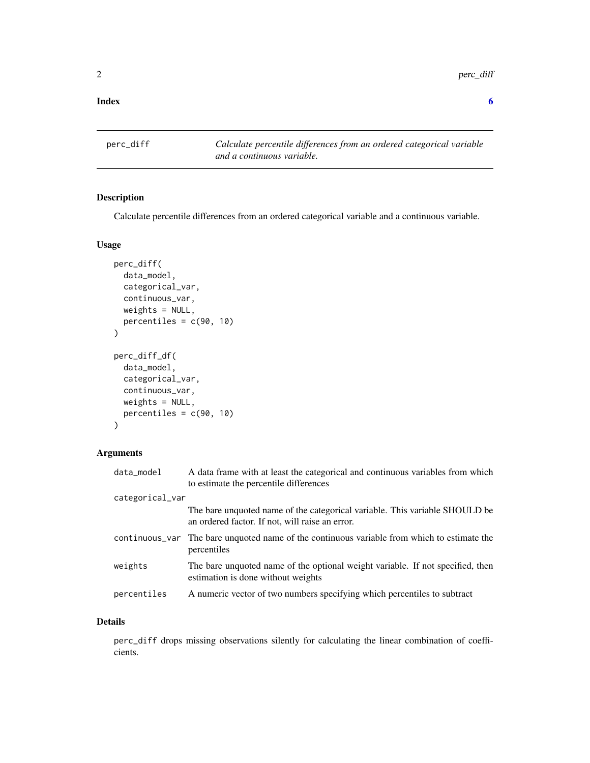**Index** **6**

## perc_diff — *Calculate percentile differences from an ordered categorical variable and a continuous variable.*

### Description

Calculate percentile differences from an ordered categorical variable and a continuous variable.

### Usage

```
perc_diff(
  data_model,
  categorical_var,
  continuous_var,
  weights = NULL,
  percentiles = c(90, 10)
)

perc_diff_df(
  data_model,
  categorical_var,
  continuous_var,
  weights = NULL,
  percentiles = c(90, 10)
)
```

### Arguments

| Argument | Description |
|---|---|
| `data_model` | A data frame with at least the categorical and continuous variables from which to estimate the percentile differences |
| `categorical_var` | The bare unquoted name of the categorical variable. This variable SHOULD be an ordered factor. If not, will raise an error. |
| `continuous_var` | The bare unquoted name of the continuous variable from which to estimate the percentiles |
| `weights` | The bare unquoted name of the optional weight variable. If not specified, then estimation is done without weights |
| `percentiles` | A numeric vector of two numbers specifying which percentiles to subtract |

### Details

`perc_diff` drops missing observations silently for calculating the linear combination of coefficients.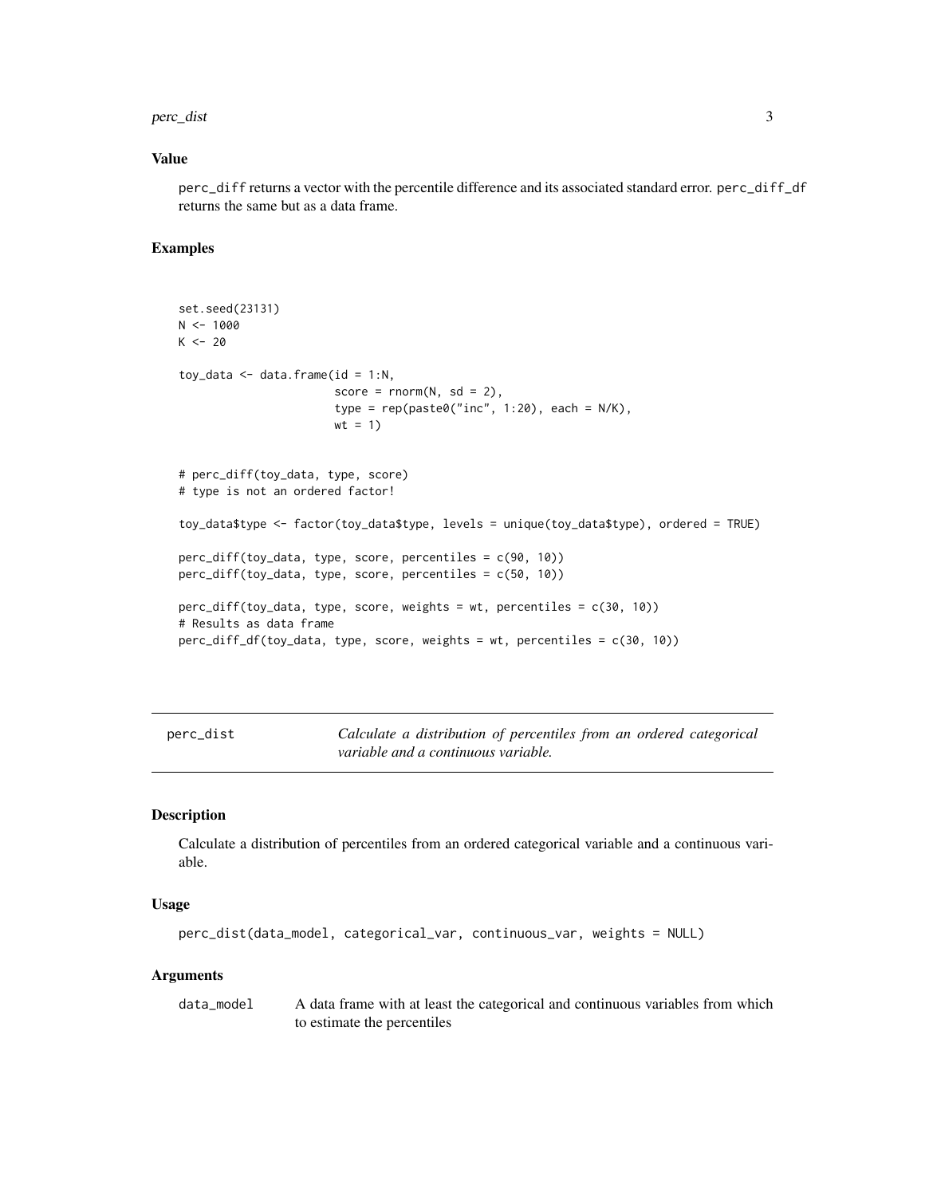## Value

perc_diff returns a vector with the percentile difference and its associated standard error. perc_diff_df returns the same but as a data frame.

## Examples

```
set.seed(23131)
N <- 1000
K <- 20

toy_data <- data.frame(id = 1:N,
                       score = rnorm(N, sd = 2),
                       type = rep(paste0("inc", 1:20), each = N/K),
                       wt = 1)


# perc_diff(toy_data, type, score)
# type is not an ordered factor!

toy_data$type <- factor(toy_data$type, levels = unique(toy_data$type), ordered = TRUE)

perc_diff(toy_data, type, score, percentiles = c(90, 10))
perc_diff(toy_data, type, score, percentiles = c(50, 10))

perc_diff(toy_data, type, score, weights = wt, percentiles = c(30, 10))
# Results as data frame
perc_diff_df(toy_data, type, score, weights = wt, percentiles = c(30, 10))
```

---

# perc_dist — *Calculate a distribution of percentiles from an ordered categorical variable and a continuous variable.*

---

## Description

Calculate a distribution of percentiles from an ordered categorical variable and a continuous variable.

## Usage

```
perc_dist(data_model, categorical_var, continuous_var, weights = NULL)
```

## Arguments

| | |
|---|---|
| data_model | A data frame with at least the categorical and continuous variables from which to estimate the percentiles |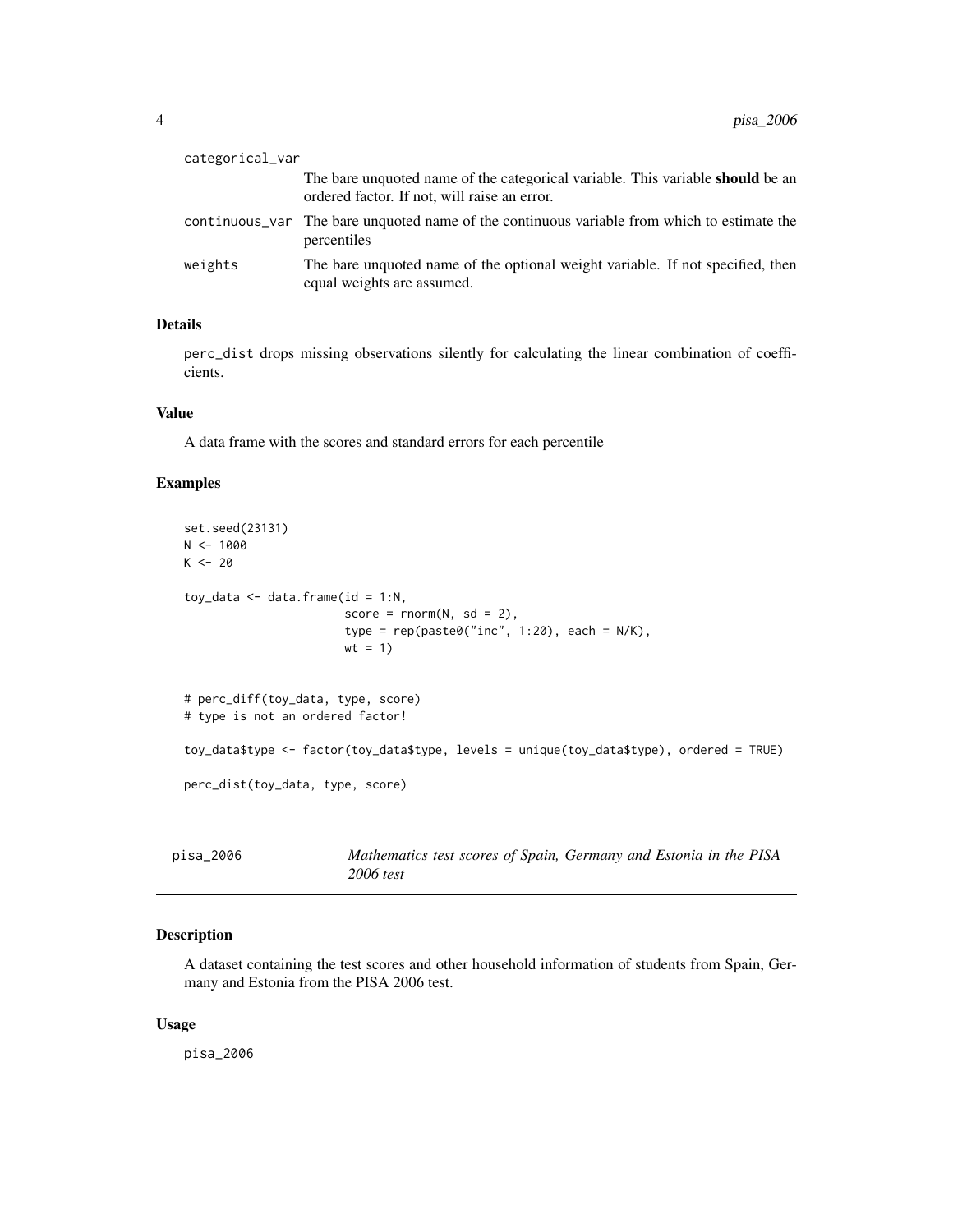| | |
|---|---|
| categorical_var | The bare unquoted name of the categorical variable. This variable **should** be an ordered factor. If not, will raise an error. |
| continuous_var | The bare unquoted name of the continuous variable from which to estimate the percentiles |
| weights | The bare unquoted name of the optional weight variable. If not specified, then equal weights are assumed. |

### Details

perc_dist drops missing observations silently for calculating the linear combination of coefficients.

### Value

A data frame with the scores and standard errors for each percentile

### Examples

```
set.seed(23131)
N <- 1000
K <- 20

toy_data <- data.frame(id = 1:N,
                       score = rnorm(N, sd = 2),
                       type = rep(paste0("inc", 1:20), each = N/K),
                       wt = 1)


# perc_diff(toy_data, type, score)
# type is not an ordered factor!

toy_data$type <- factor(toy_data$type, levels = unique(toy_data$type), ordered = TRUE)

perc_dist(toy_data, type, score)
```

## pisa_2006 — *Mathematics test scores of Spain, Germany and Estonia in the PISA 2006 test*

### Description

A dataset containing the test scores and other household information of students from Spain, Germany and Estonia from the PISA 2006 test.

### Usage

pisa_2006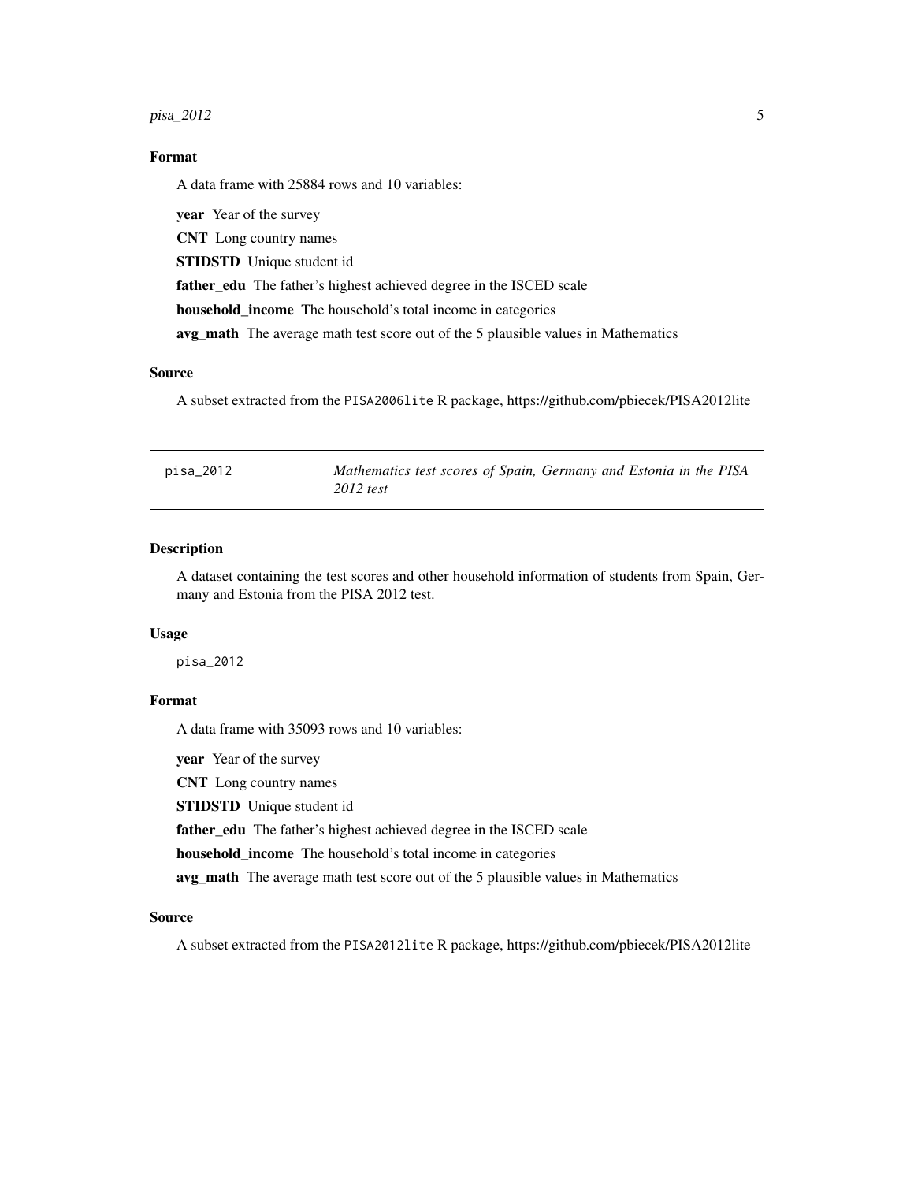### Format

A data frame with 25884 rows and 10 variables:

**year** Year of the survey

**CNT** Long country names

**STIDSTD** Unique student id

**father_edu** The father's highest achieved degree in the ISCED scale

**household_income** The household's total income in categories

**avg_math** The average math test score out of the 5 plausible values in Mathematics

### Source

A subset extracted from the `PISA2006lite` R package, https://github.com/pbiecek/PISA2012lite

---

## pisa_2012 — *Mathematics test scores of Spain, Germany and Estonia in the PISA 2012 test*

### Description

A dataset containing the test scores and other household information of students from Spain, Germany and Estonia from the PISA 2012 test.

### Usage

```
pisa_2012
```

### Format

A data frame with 35093 rows and 10 variables:

**year** Year of the survey

**CNT** Long country names

**STIDSTD** Unique student id

**father_edu** The father's highest achieved degree in the ISCED scale

**household_income** The household's total income in categories

**avg_math** The average math test score out of the 5 plausible values in Mathematics

### Source

A subset extracted from the `PISA2012lite` R package, https://github.com/pbiecek/PISA2012lite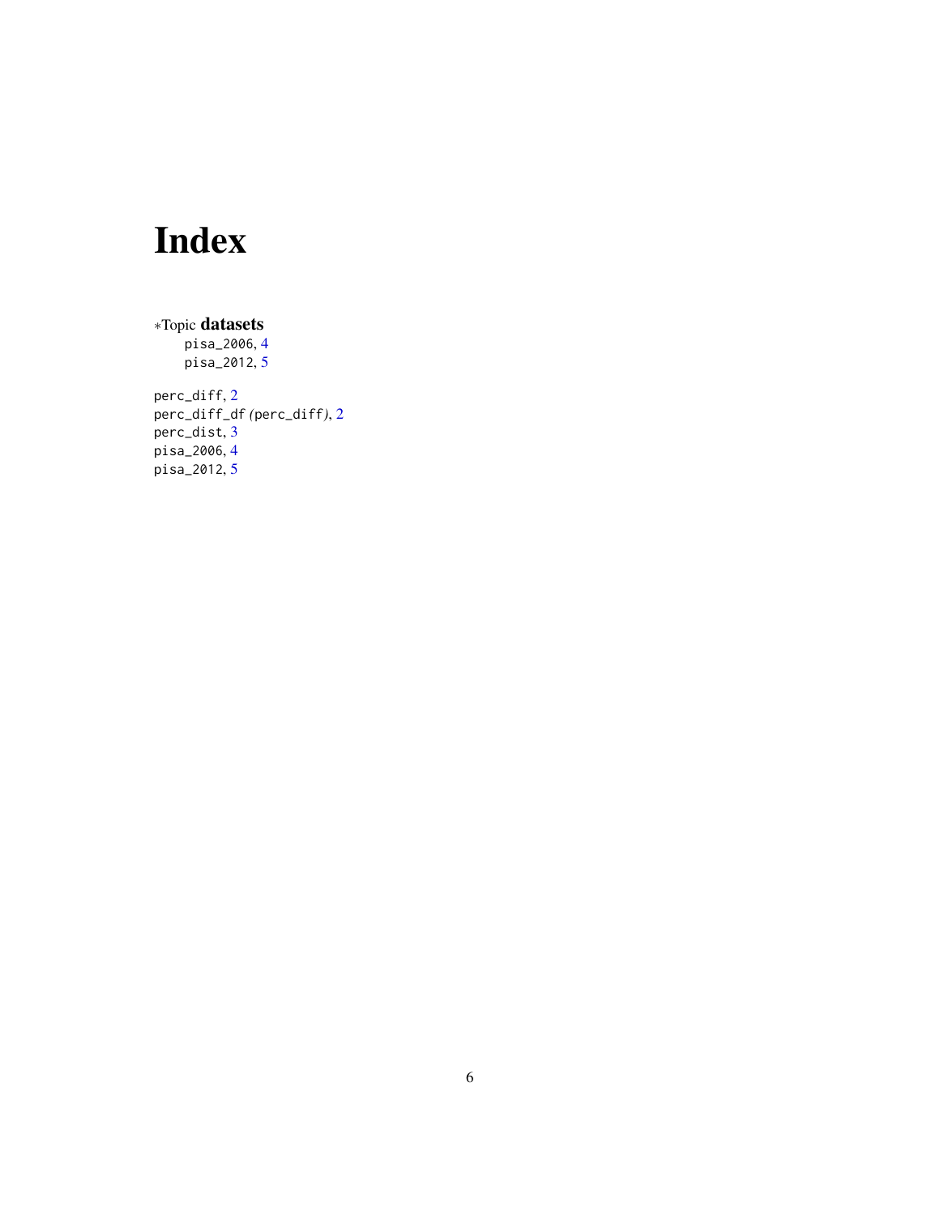# Index

∗Topic **datasets**

pisa_2006, 4
pisa_2012, 5

perc_diff, 2
perc_diff_df *(*perc_diff*)*, 2
perc_dist, 3
pisa_2006, 4
pisa_2012, 5